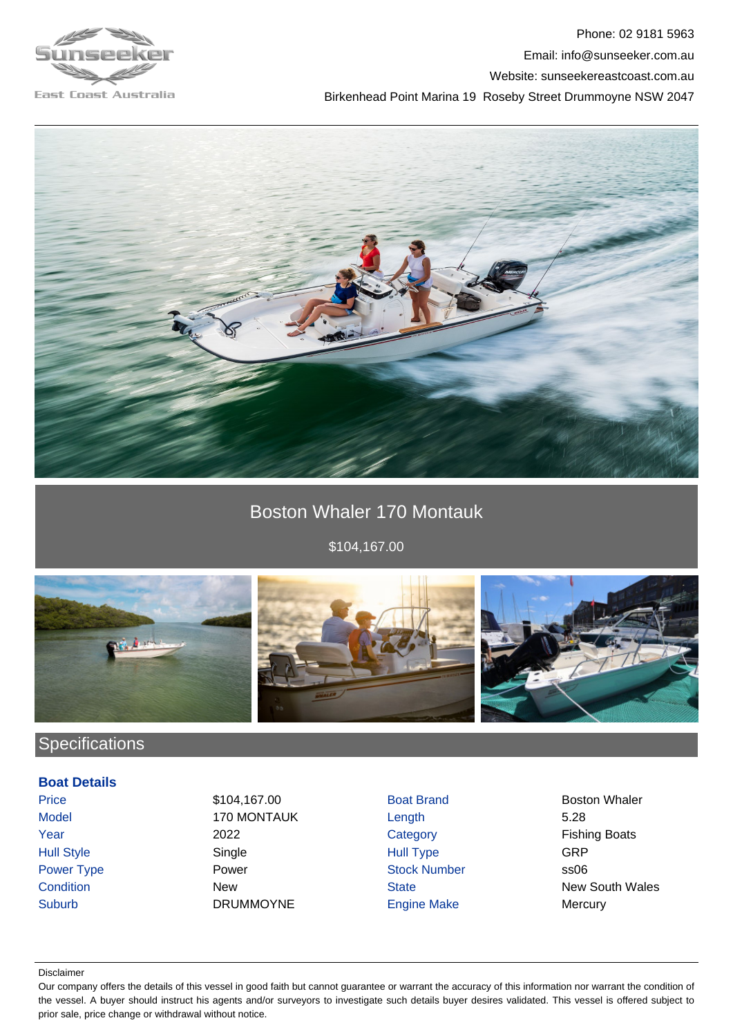Phone: 02 9181 5963
Email: info@sunseeker.com.au
Website: sunseekereastcoast.com.au
Birkenhead Point Marina 19 Roseby Street Drummoyne NSW 2047

# Boston Whaler 170 Montauk

$104,167.00

## Specifications

### Boat Details

| | | | |
|---|---|---|---|
| Price | $104,167.00 | Boat Brand | Boston Whaler |
| Model | 170 MONTAUK | Length | 5.28 |
| Year | 2022 | Category | Fishing Boats |
| Hull Style | Single | Hull Type | GRP |
| Power Type | Power | Stock Number | ss06 |
| Condition | New | State | New South Wales |
| Suburb | DRUMMOYNE | Engine Make | Mercury |

Disclaimer

Our company offers the details of this vessel in good faith but cannot guarantee or warrant the accuracy of this information nor warrant the condition of the vessel. A buyer should instruct his agents and/or surveyors to investigate such details buyer desires validated. This vessel is offered subject to prior sale, price change or withdrawal without notice.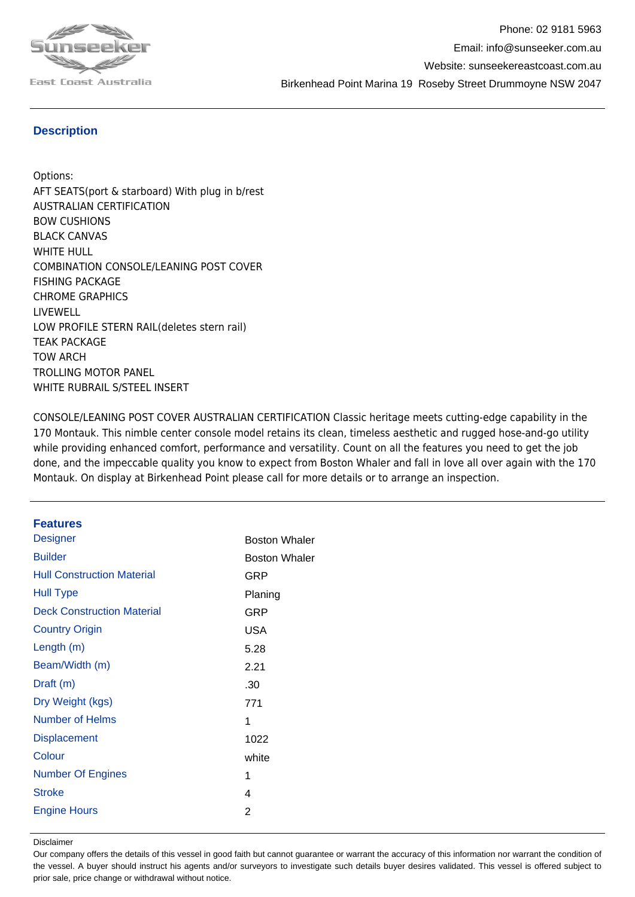Phone: 02 9181 5963
Email: info@sunseeker.com.au
Website: sunseekereastcoast.com.au
Birkenhead Point Marina 19 Roseby Street Drummoyne NSW 2047

## Description

Options:
AFT SEATS(port & starboard) With plug in b/rest
AUSTRALIAN CERTIFICATION
BOW CUSHIONS
BLACK CANVAS
WHITE HULL
COMBINATION CONSOLE/LEANING POST COVER
FISHING PACKAGE
CHROME GRAPHICS
LIVEWELL
LOW PROFILE STERN RAIL(deletes stern rail)
TEAK PACKAGE
TOW ARCH
TROLLING MOTOR PANEL
WHITE RUBRAIL S/STEEL INSERT

CONSOLE/LEANING POST COVER AUSTRALIAN CERTIFICATION Classic heritage meets cutting-edge capability in the 170 Montauk. This nimble center console model retains its clean, timeless aesthetic and rugged hose-and-go utility while providing enhanced comfort, performance and versatility. Count on all the features you need to get the job done, and the impeccable quality you know to expect from Boston Whaler and fall in love all over again with the 170 Montauk. On display at Birkenhead Point please call for more details or to arrange an inspection.

## Features

| | |
|---|---|
| Designer | Boston Whaler |
| Builder | Boston Whaler |
| Hull Construction Material | GRP |
| Hull Type | Planing |
| Deck Construction Material | GRP |
| Country Origin | USA |
| Length (m) | 5.28 |
| Beam/Width (m) | 2.21 |
| Draft (m) | .30 |
| Dry Weight (kgs) | 771 |
| Number of Helms | 1 |
| Displacement | 1022 |
| Colour | white |
| Number Of Engines | 1 |
| Stroke | 4 |
| Engine Hours | 2 |

Disclaimer

Our company offers the details of this vessel in good faith but cannot guarantee or warrant the accuracy of this information nor warrant the condition of the vessel. A buyer should instruct his agents and/or surveyors to investigate such details buyer desires validated. This vessel is offered subject to prior sale, price change or withdrawal without notice.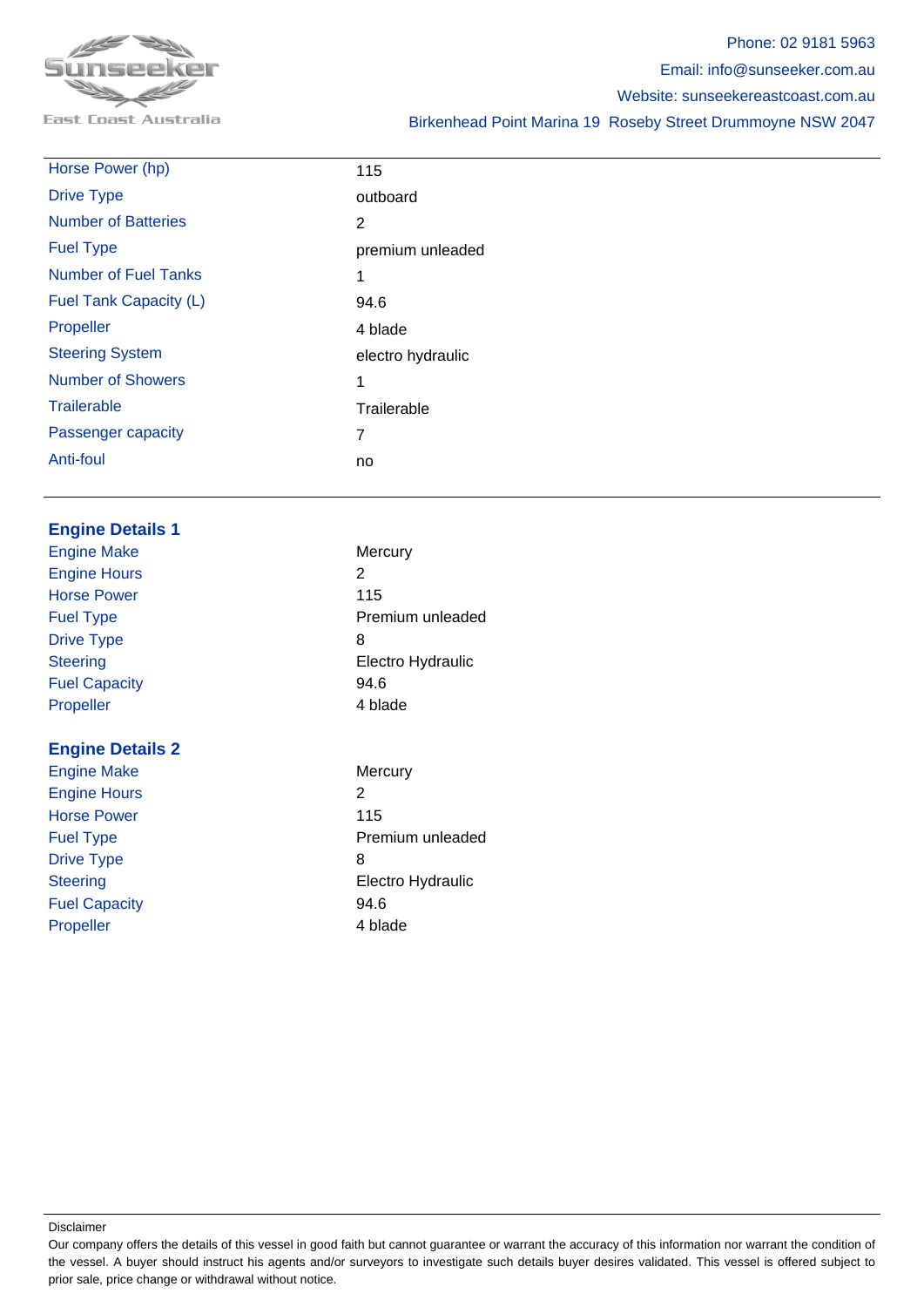| | |
|---|---|
| Horse Power (hp) | 115 |
| Drive Type | outboard |
| Number of Batteries | 2 |
| Fuel Type | premium unleaded |
| Number of Fuel Tanks | 1 |
| Fuel Tank Capacity (L) | 94.6 |
| Propeller | 4 blade |
| Steering System | electro hydraulic |
| Number of Showers | 1 |
| Trailerable | Trailerable |
| Passenger capacity | 7 |
| Anti-foul | no |

## Engine Details 1

| | |
|---|---|
| Engine Make | Mercury |
| Engine Hours | 2 |
| Horse Power | 115 |
| Fuel Type | Premium unleaded |
| Drive Type | 8 |
| Steering | Electro Hydraulic |
| Fuel Capacity | 94.6 |
| Propeller | 4 blade |

## Engine Details 2

| | |
|---|---|
| Engine Make | Mercury |
| Engine Hours | 2 |
| Horse Power | 115 |
| Fuel Type | Premium unleaded |
| Drive Type | 8 |
| Steering | Electro Hydraulic |
| Fuel Capacity | 94.6 |
| Propeller | 4 blade |

Disclaimer

Our company offers the details of this vessel in good faith but cannot guarantee or warrant the accuracy of this information nor warrant the condition of the vessel. A buyer should instruct his agents and/or surveyors to investigate such details buyer desires validated. This vessel is offered subject to prior sale, price change or withdrawal without notice.